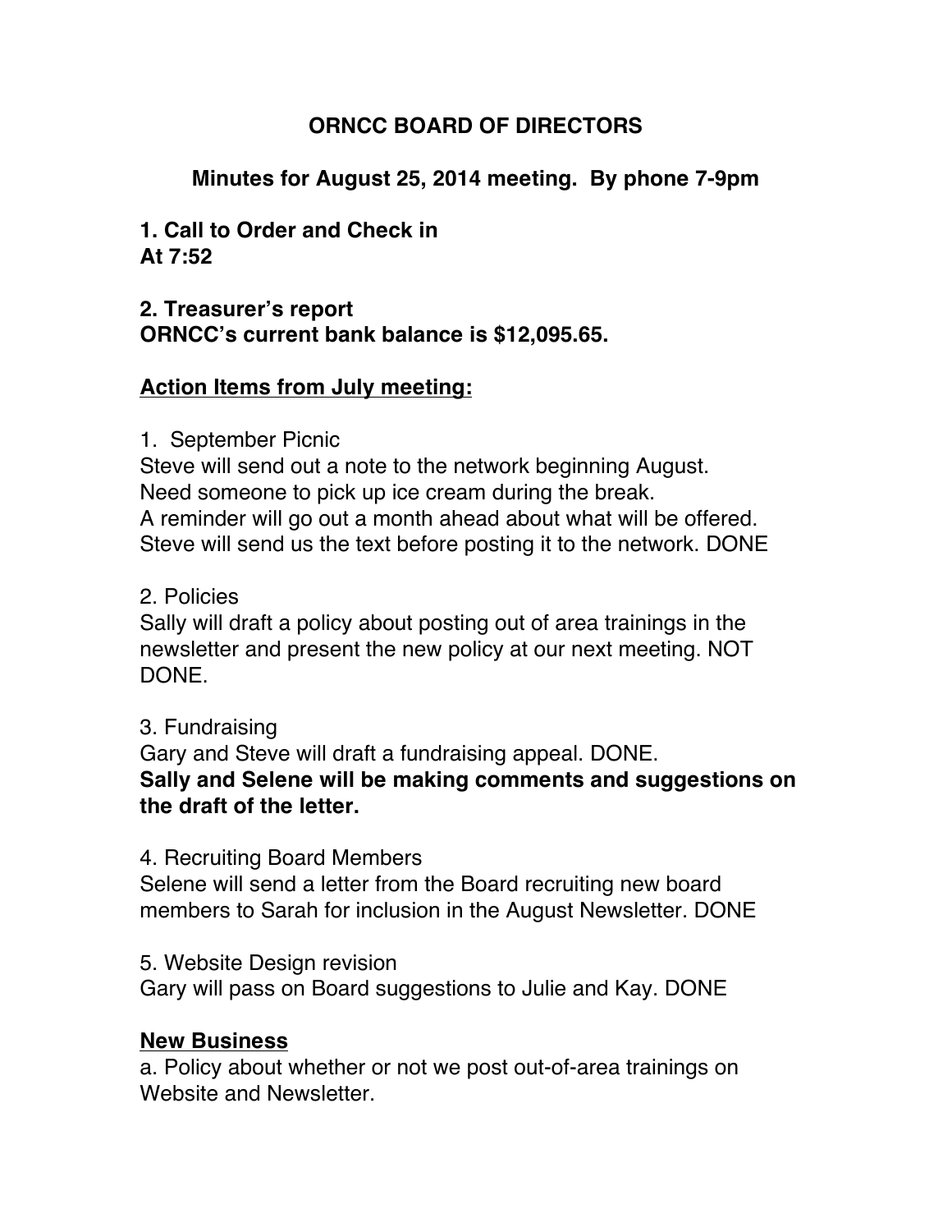# ORNCC BOARD OF DIRECTORS

## Minutes for August 25, 2014 meeting. By phone 7-9pm

**1. Call to Order and Check in**
**At 7:52**

**2. Treasurer's report**
**ORNCC's current bank balance is $12,095.65.**

**Action Items from July meeting:**

1. September Picnic
Steve will send out a note to the network beginning August.
Need someone to pick up ice cream during the break.
A reminder will go out a month ahead about what will be offered.
Steve will send us the text before posting it to the network. DONE

2. Policies
Sally will draft a policy about posting out of area trainings in the newsletter and present the new policy at our next meeting. NOT DONE.

3. Fundraising
Gary and Steve will draft a fundraising appeal. DONE.
**Sally and Selene will be making comments and suggestions on the draft of the letter.**

4. Recruiting Board Members
Selene will send a letter from the Board recruiting new board members to Sarah for inclusion in the August Newsletter. DONE

5. Website Design revision
Gary will pass on Board suggestions to Julie and Kay. DONE

**New Business**
a. Policy about whether or not we post out-of-area trainings on Website and Newsletter.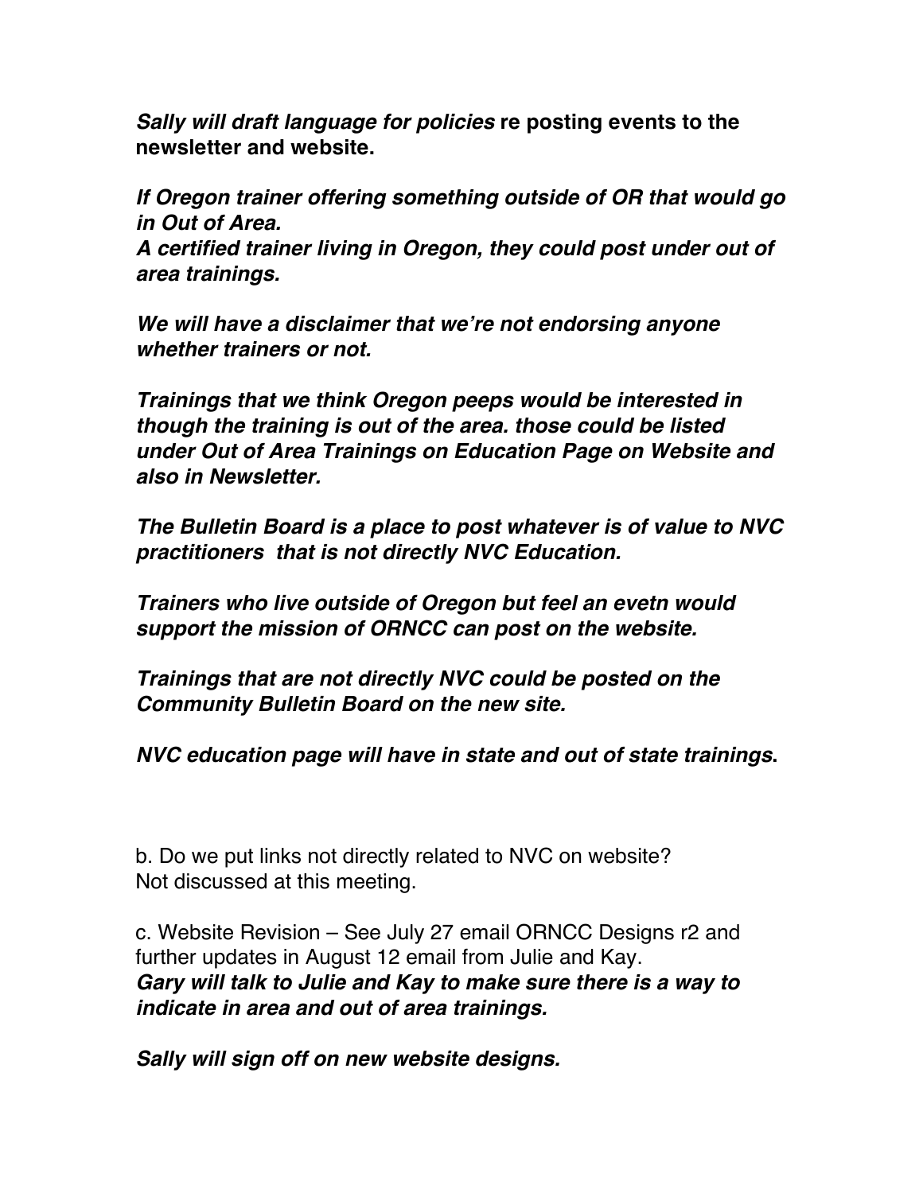***Sally will draft language for policies* re posting events to the newsletter and website.**

***If Oregon trainer offering something outside of OR that would go in Out of Area.***
***A certified trainer living in Oregon, they could post under out of area trainings.***

***We will have a disclaimer that we're not endorsing anyone whether trainers or not.***

***Trainings that we think Oregon peeps would be interested in though the training is out of the area. those could be listed under Out of Area Trainings on Education Page on Website and also in Newsletter.***

***The Bulletin Board is a place to post whatever is of value to NVC practitioners that is not directly NVC Education.***

***Trainers who live outside of Oregon but feel an evetn would support the mission of ORNCC can post on the website.***

***Trainings that are not directly NVC could be posted on the Community Bulletin Board on the new site.***

***NVC education page will have in state and out of state trainings*.**

b. Do we put links not directly related to NVC on website?
Not discussed at this meeting.

c. Website Revision – See July 27 email ORNCC Designs r2 and further updates in August 12 email from Julie and Kay.
***Gary will talk to Julie and Kay to make sure there is a way to indicate in area and out of area trainings.***

***Sally will sign off on new website designs.***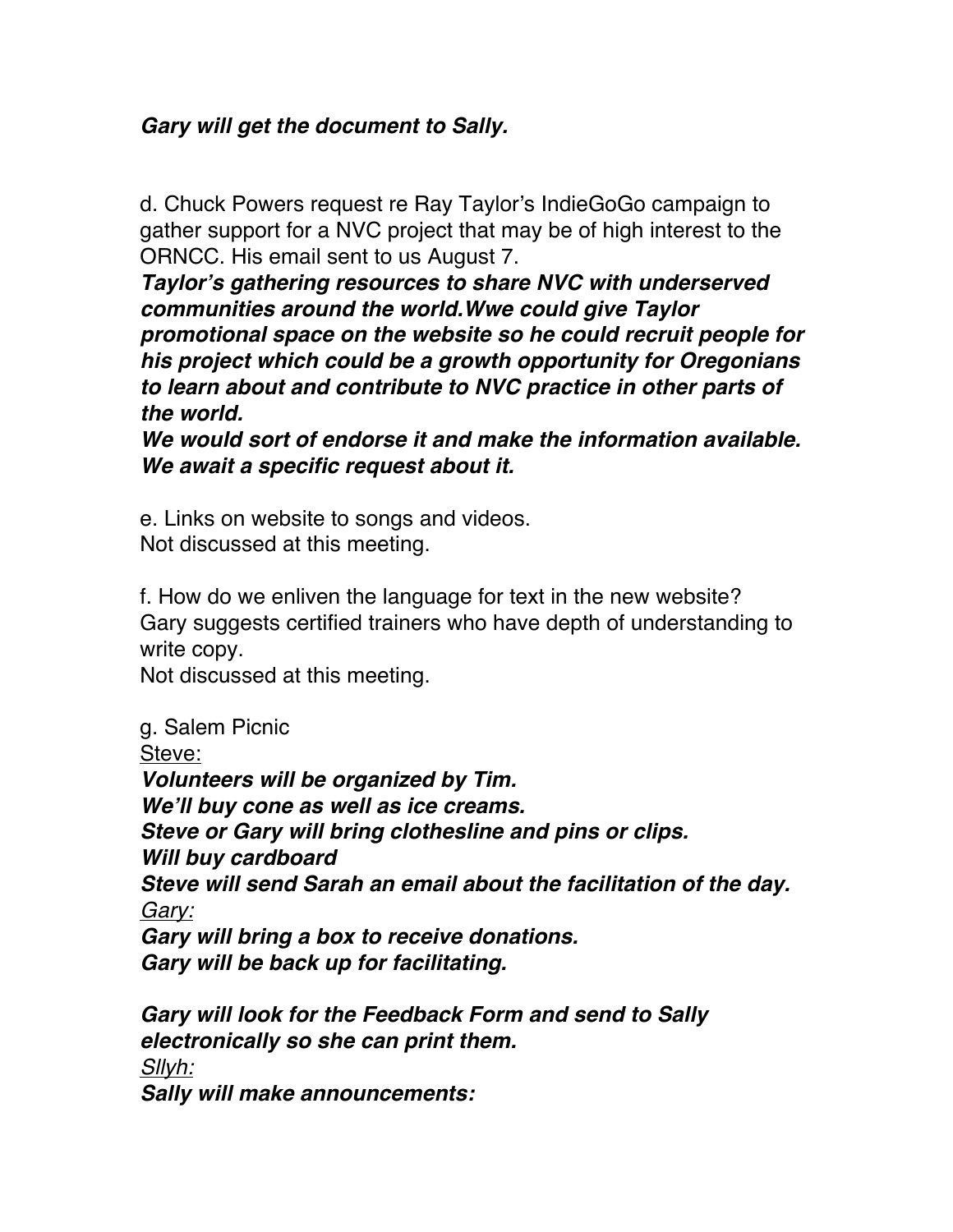***Gary will get the document to Sally.***

d. Chuck Powers request re Ray Taylor's IndieGoGo campaign to gather support for a NVC project that may be of high interest to the ORNCC. His email sent to us August 7.

***Taylor's gathering resources to share NVC with underserved communities around the world.Wwe could give Taylor promotional space on the website so he could recruit people for his project which could be a growth opportunity for Oregonians to learn about and contribute to NVC practice in other parts of the world.***

***We would sort of endorse it and make the information available. We await a specific request about it.***

e. Links on website to songs and videos.
Not discussed at this meeting.

f. How do we enliven the language for text in the new website? Gary suggests certified trainers who have depth of understanding to write copy.
Not discussed at this meeting.

g. Salem Picnic

<u>Steve:</u>

***Volunteers will be organized by Tim.***
***We'll buy cone as well as ice creams.***
***Steve or Gary will bring clothesline and pins or clips.***
***Will buy cardboard***
***Steve will send Sarah an email about the facilitation of the day.***

<u>*Gary:*</u>

***Gary will bring a box to receive donations.***
***Gary will be back up for facilitating.***

***Gary will look for the Feedback Form and send to Sally electronically so she can print them.***

<u>*Sllyh:*</u>

***Sally will make announcements:***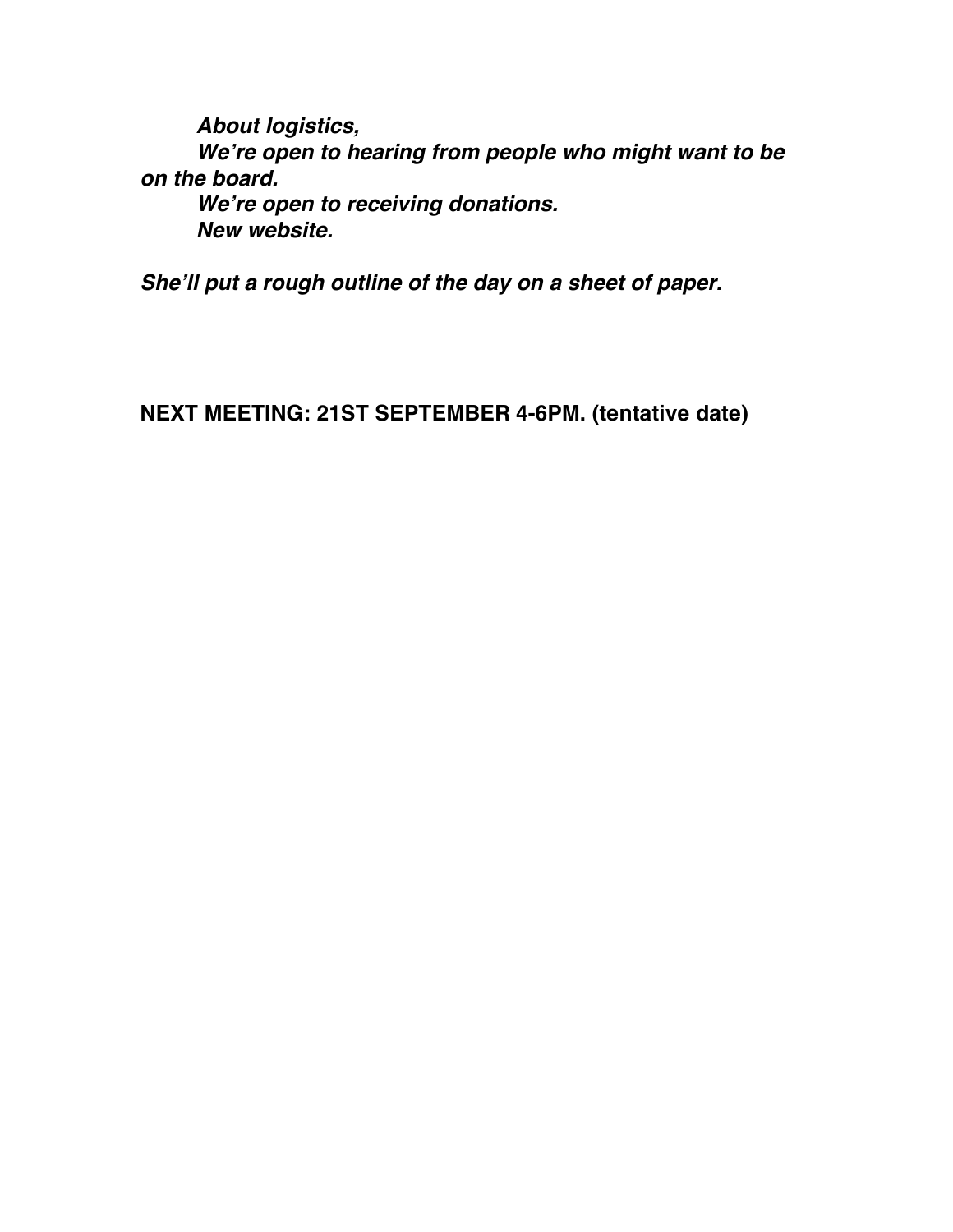***About logistics,***

***We're open to hearing from people who might want to be on the board.***

***We're open to receiving donations.***

***New website.***

***She'll put a rough outline of the day on a sheet of paper.***

**NEXT MEETING: 21ST SEPTEMBER 4-6PM. (tentative date)**